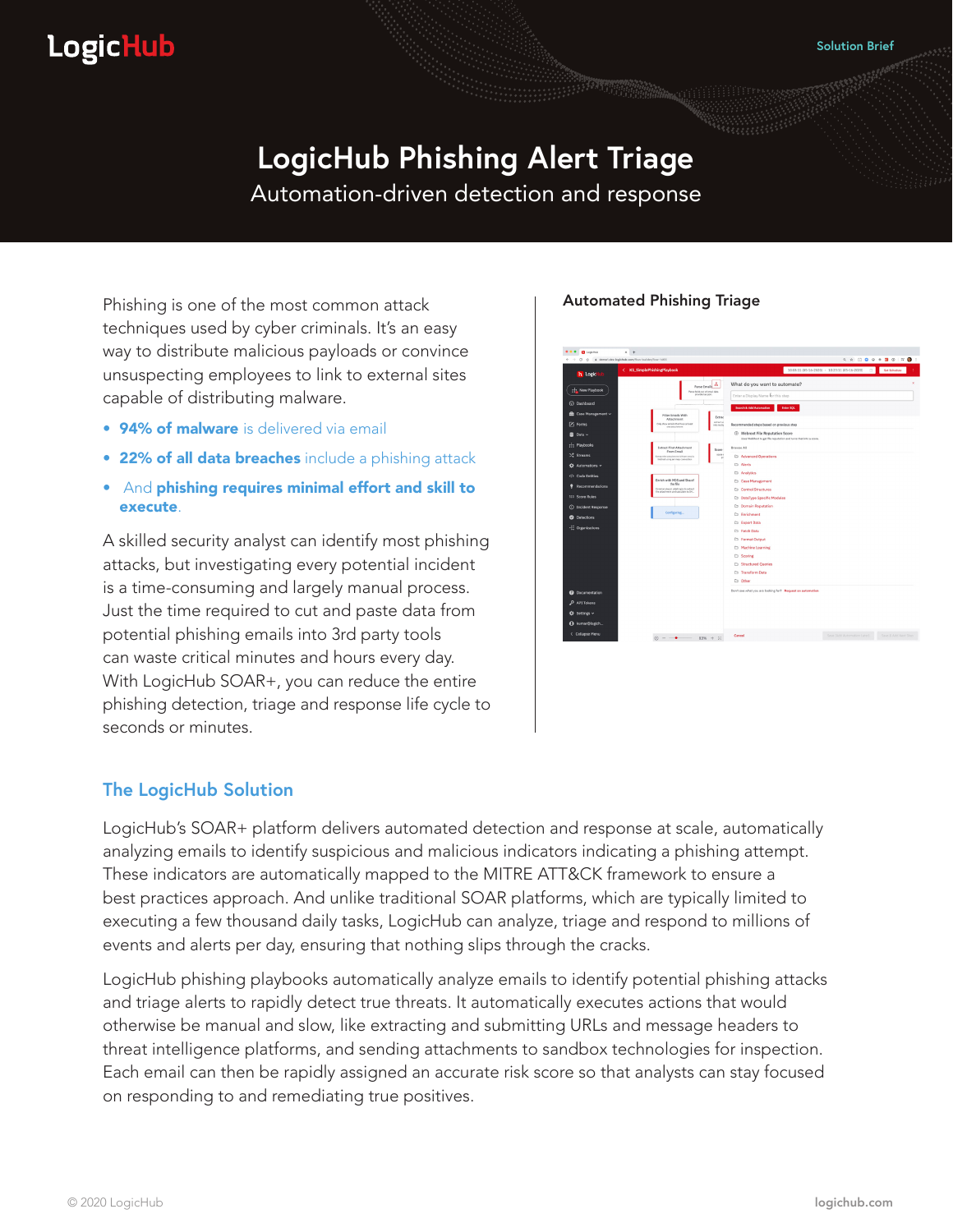LogicHub

Solution Brief

# LogicHub Phishing Alert Triage

Automation-driven detection and response

Phishing is one of the most common attack techniques used by cyber criminals. It's an easy way to distribute malicious payloads or convince unsuspecting employees to link to external sites capable of distributing malware.

- **94% of malware** is delivered via email
- **22% of all data breaches** include a phishing attack
- And **phishing requires minimal effort and skill to execute**.

A skilled security analyst can identify most phishing attacks, but investigating every potential incident is a time-consuming and largely manual process. Just the time required to cut and paste data from potential phishing emails into 3rd party tools can waste critical minutes and hours every day. With LogicHub SOAR+, you can reduce the entire phishing detection, triage and response life cycle to seconds or minutes.

**Automated Phishing Triage**

## The LogicHub Solution

LogicHub's SOAR+ platform delivers automated detection and response at scale, automatically analyzing emails to identify suspicious and malicious indicators indicating a phishing attempt. These indicators are automatically mapped to the MITRE ATT&CK framework to ensure a best practices approach. And unlike traditional SOAR platforms, which are typically limited to executing a few thousand daily tasks, LogicHub can analyze, triage and respond to millions of events and alerts per day, ensuring that nothing slips through the cracks.

LogicHub phishing playbooks automatically analyze emails to identify potential phishing attacks and triage alerts to rapidly detect true threats. It automatically executes actions that would otherwise be manual and slow, like extracting and submitting URLs and message headers to threat intelligence platforms, and sending attachments to sandbox technologies for inspection. Each email can then be rapidly assigned an accurate risk score so that analysts can stay focused on responding to and remediating true positives.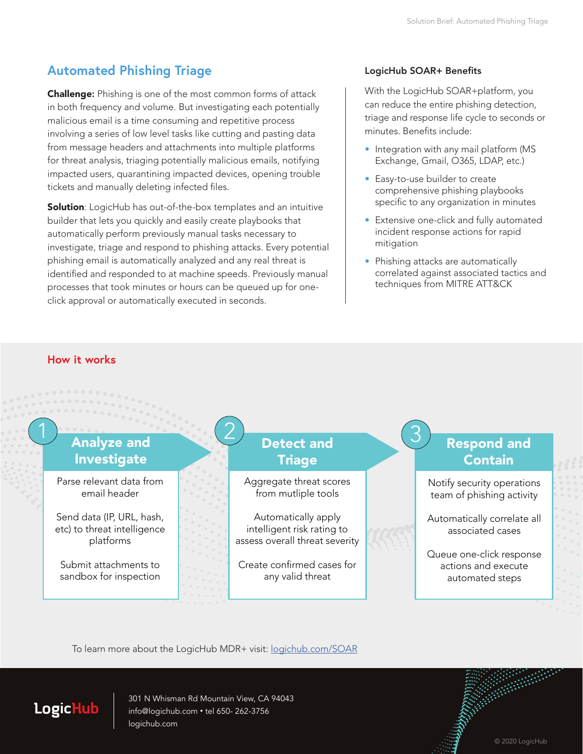## Automated Phishing Triage

**Challenge:** Phishing is one of the most common forms of attack in both frequency and volume. But investigating each potentially malicious email is a time consuming and repetitive process involving a series of low level tasks like cutting and pasting data from message headers and attachments into multiple platforms for threat analysis, triaging potentially malicious emails, notifying impacted users, quarantining impacted devices, opening trouble tickets and manually deleting infected files.

**Solution**: LogicHub has out-of-the-box templates and an intuitive builder that lets you quickly and easily create playbooks that automatically perform previously manual tasks necessary to investigate, triage and respond to phishing attacks. Every potential phishing email is automatically analyzed and any real threat is identified and responded to at machine speeds. Previously manual processes that took minutes or hours can be queued up for one-click approval or automatically executed in seconds.

### LogicHub SOAR+ Benefits

With the LogicHub SOAR+platform, you can reduce the entire phishing detection, triage and response life cycle to seconds or minutes. Benefits include:

- Integration with any mail platform (MS Exchange, Gmail, O365, LDAP, etc.)
- Easy-to-use builder to create comprehensive phishing playbooks specific to any organization in minutes
- Extensive one-click and fully automated incident response actions for rapid mitigation
- Phishing attacks are automatically correlated against associated tactics and techniques from MITRE ATT&CK

## How it works

### 1 Analyze and Investigate

Parse relevant data from email header

Send data (IP, URL, hash, etc) to threat intelligence platforms

Submit attachments to sandbox for inspection

### 2 Detect and Triage

Aggregate threat scores from mutliple tools

Automatically apply intelligent risk rating to assess overall threat severity

Create confirmed cases for any valid threat

### 3 Respond and Contain

Notify security operations team of phishing activity

Automatically correlate all associated cases

Queue one-click response actions and execute automated steps

To learn more about the LogicHub MDR+ visit: logichub.com/SOAR

LogicHub

301 N Whisman Rd Mountain View, CA 94043
info@logichub.com • tel 650- 262-3756
logichub.com

© 2020 LogicHub